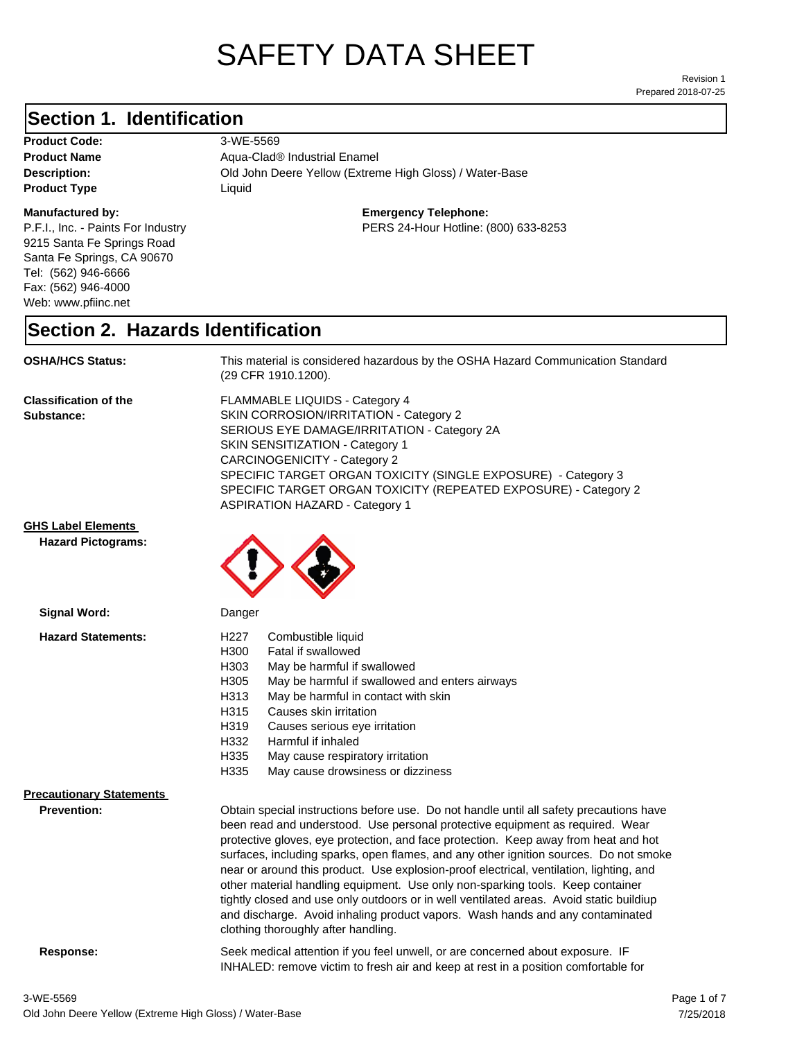# SAFETY DATA SHEET

Revision 1
Prepared 2018-07-25

## Section 1. Identification

**Product Code:** 3-WE-5569
**Product Name** Aqua-Clad® Industrial Enamel
**Description:** Old John Deere Yellow (Extreme High Gloss) / Water-Base
**Product Type** Liquid

**Manufactured by:**
P.F.I., Inc. - Paints For Industry
9215 Santa Fe Springs Road
Santa Fe Springs, CA 90670
Tel: (562) 946-6666
Fax: (562) 946-4000
Web: www.pfiinc.net

**Emergency Telephone:**
PERS 24-Hour Hotline: (800) 633-8253

## Section 2. Hazards Identification

**OSHA/HCS Status:** This material is considered hazardous by the OSHA Hazard Communication Standard (29 CFR 1910.1200).

**Classification of the Substance:**
FLAMMABLE LIQUIDS - Category 4
SKIN CORROSION/IRRITATION - Category 2
SERIOUS EYE DAMAGE/IRRITATION - Category 2A
SKIN SENSITIZATION - Category 1
CARCINOGENICITY - Category 2
SPECIFIC TARGET ORGAN TOXICITY (SINGLE EXPOSURE) - Category 3
SPECIFIC TARGET ORGAN TOXICITY (REPEATED EXPOSURE) - Category 2
ASPIRATION HAZARD - Category 1

**GHS Label Elements**

**Hazard Pictograms:**

**Signal Word:** Danger

**Hazard Statements:**

H227 Combustible liquid
H300 Fatal if swallowed
H303 May be harmful if swallowed
H305 May be harmful if swallowed and enters airways
H313 May be harmful in contact with skin
H315 Causes skin irritation
H319 Causes serious eye irritation
H332 Harmful if inhaled
H335 May cause respiratory irritation
H335 May cause drowsiness or dizziness

**Precautionary Statements**

**Prevention:** Obtain special instructions before use. Do not handle until all safety precautions have been read and understood. Use personal protective equipment as required. Wear protective gloves, eye protection, and face protection. Keep away from heat and hot surfaces, including sparks, open flames, and any other ignition sources. Do not smoke near or around this product. Use explosion-proof electrical, ventilation, lighting, and other material handling equipment. Use only non-sparking tools. Keep container tightly closed and use only outdoors or in well ventilated areas. Avoid static buildiup and discharge. Avoid inhaling product vapors. Wash hands and any contaminated clothing thoroughly after handling.

**Response:** Seek medical attention if you feel unwell, or are concerned about exposure. IF INHALED: remove victim to fresh air and keep at rest in a position comfortable for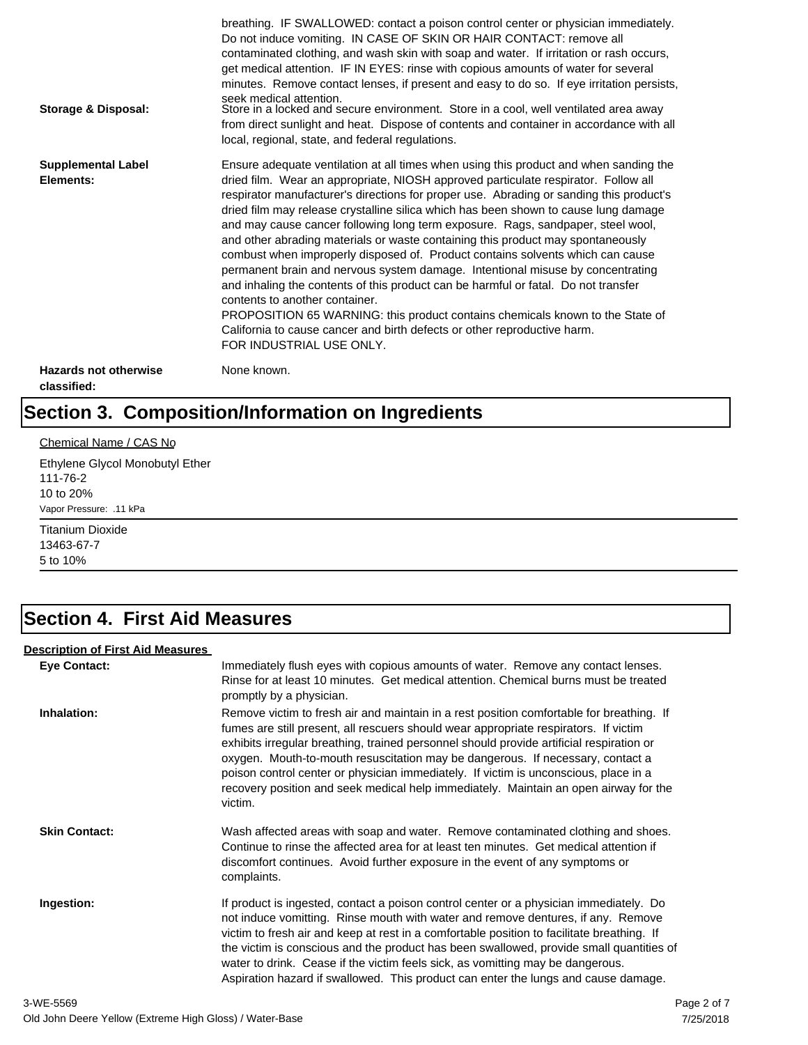breathing. IF SWALLOWED: contact a poison control center or physician immediately. Do not induce vomiting. IN CASE OF SKIN OR HAIR CONTACT: remove all contaminated clothing, and wash skin with soap and water. If irritation or rash occurs, get medical attention. IF IN EYES: rinse with copious amounts of water for several minutes. Remove contact lenses, if present and easy to do so. If eye irritation persists, seek medical attention.

**Storage & Disposal:** Store in a locked and secure environment. Store in a cool, well ventilated area away from direct sunlight and heat. Dispose of contents and container in accordance with all local, regional, state, and federal regulations.

**Supplemental Label Elements:** Ensure adequate ventilation at all times when using this product and when sanding the dried film. Wear an appropriate, NIOSH approved particulate respirator. Follow all respirator manufacturer's directions for proper use. Abrading or sanding this product's dried film may release crystalline silica which has been shown to cause lung damage and may cause cancer following long term exposure. Rags, sandpaper, steel wool, and other abrading materials or waste containing this product may spontaneously combust when improperly disposed of. Product contains solvents which can cause permanent brain and nervous system damage. Intentional misuse by concentrating and inhaling the contents of this product can be harmful or fatal. Do not transfer contents to another container.
PROPOSITION 65 WARNING: this product contains chemicals known to the State of California to cause cancer and birth defects or other reproductive harm.
FOR INDUSTRIAL USE ONLY.

**Hazards not otherwise classified:** None known.

# Section 3. Composition/Information on Ingredients

Chemical Name / CAS No

Ethylene Glycol Monobutyl Ether
111-76-2
10 to 20%
Vapor Pressure: .11 kPa

Titanium Dioxide
13463-67-7
5 to 10%

# Section 4. First Aid Measures

**Description of First Aid Measures**

**Eye Contact:** Immediately flush eyes with copious amounts of water. Remove any contact lenses. Rinse for at least 10 minutes. Get medical attention. Chemical burns must be treated promptly by a physician.

**Inhalation:** Remove victim to fresh air and maintain in a rest position comfortable for breathing. If fumes are still present, all rescuers should wear appropriate respirators. If victim exhibits irregular breathing, trained personnel should provide artificial respiration or oxygen. Mouth-to-mouth resuscitation may be dangerous. If necessary, contact a poison control center or physician immediately. If victim is unconscious, place in a recovery position and seek medical help immediately. Maintain an open airway for the victim.

**Skin Contact:** Wash affected areas with soap and water. Remove contaminated clothing and shoes. Continue to rinse the affected area for at least ten minutes. Get medical attention if discomfort continues. Avoid further exposure in the event of any symptoms or complaints.

**Ingestion:** If product is ingested, contact a poison control center or a physician immediately. Do not induce vomitting. Rinse mouth with water and remove dentures, if any. Remove victim to fresh air and keep at rest in a comfortable position to facilitate breathing. If the victim is conscious and the product has been swallowed, provide small quantities of water to drink. Cease if the victim feels sick, as vomitting may be dangerous. Aspiration hazard if swallowed. This product can enter the lungs and cause damage.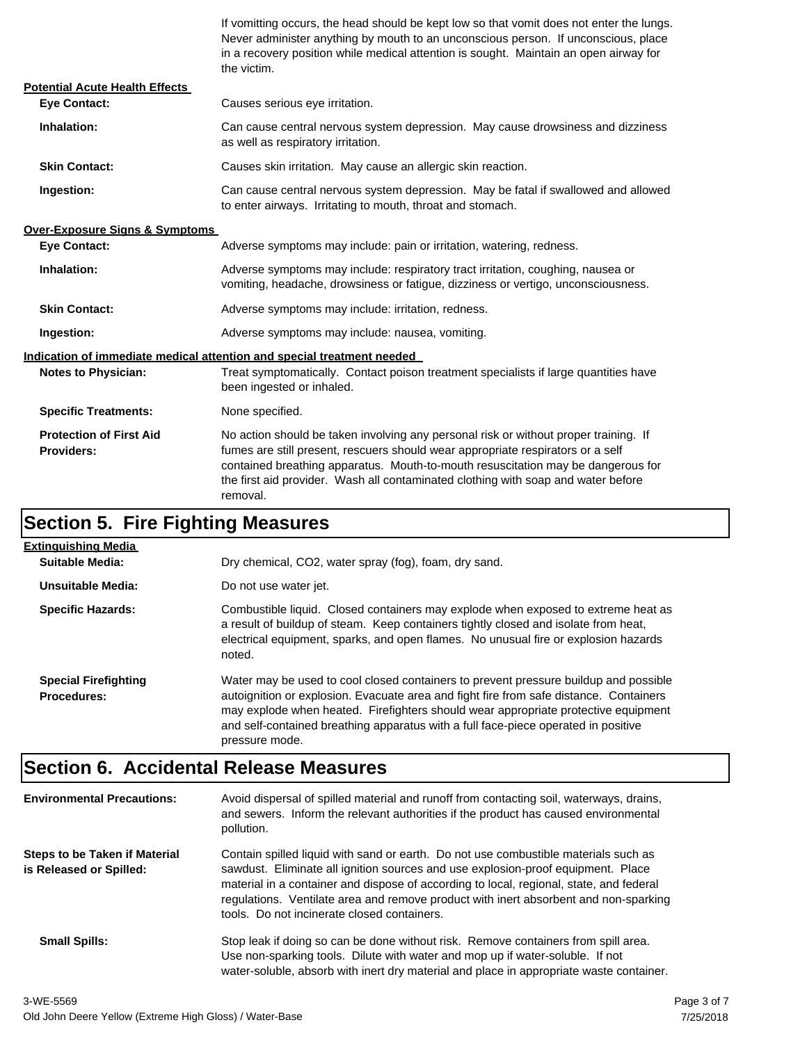If vomitting occurs, the head should be kept low so that vomit does not enter the lungs. Never administer anything by mouth to an unconscious person. If unconscious, place in a recovery position while medical attention is sought. Maintain an open airway for the victim.

**Potential Acute Health Effects**

**Eye Contact:** Causes serious eye irritation.

**Inhalation:** Can cause central nervous system depression. May cause drowsiness and dizziness as well as respiratory irritation.

**Skin Contact:** Causes skin irritation. May cause an allergic skin reaction.

**Ingestion:** Can cause central nervous system depression. May be fatal if swallowed and allowed to enter airways. Irritating to mouth, throat and stomach.

**Over-Exposure Signs & Symptoms**

**Eye Contact:** Adverse symptoms may include: pain or irritation, watering, redness.

**Inhalation:** Adverse symptoms may include: respiratory tract irritation, coughing, nausea or vomiting, headache, drowsiness or fatigue, dizziness or vertigo, unconsciousness.

**Skin Contact:** Adverse symptoms may include: irritation, redness.

**Ingestion:** Adverse symptoms may include: nausea, vomiting.

**Indication of immediate medical attention and special treatment needed**

**Notes to Physician:** Treat symptomatically. Contact poison treatment specialists if large quantities have been ingested or inhaled.

**Specific Treatments:** None specified.

**Protection of First Aid Providers:** No action should be taken involving any personal risk or without proper training. If fumes are still present, rescuers should wear appropriate respirators or a self contained breathing apparatus. Mouth-to-mouth resuscitation may be dangerous for the first aid provider. Wash all contaminated clothing with soap and water before removal.

## Section 5. Fire Fighting Measures

**Extinguishing Media**

**Suitable Media:** Dry chemical, $CO_2$, water spray (fog), foam, dry sand.

**Unsuitable Media:** Do not use water jet.

**Specific Hazards:** Combustible liquid. Closed containers may explode when exposed to extreme heat as a result of buildup of steam. Keep containers tightly closed and isolate from heat, electrical equipment, sparks, and open flames. No unusual fire or explosion hazards noted.

**Special Firefighting Procedures:** Water may be used to cool closed containers to prevent pressure buildup and possible autoignition or explosion. Evacuate area and fight fire from safe distance. Containers may explode when heated. Firefighters should wear appropriate protective equipment and self-contained breathing apparatus with a full face-piece operated in positive pressure mode.

## Section 6. Accidental Release Measures

**Environmental Precautions:** Avoid dispersal of spilled material and runoff from contacting soil, waterways, drains, and sewers. Inform the relevant authorities if the product has caused environmental pollution.

**Steps to be Taken if Material is Released or Spilled:** Contain spilled liquid with sand or earth. Do not use combustible materials such as sawdust. Eliminate all ignition sources and use explosion-proof equipment. Place material in a container and dispose of according to local, regional, state, and federal regulations. Ventilate area and remove product with inert absorbent and non-sparking tools. Do not incinerate closed containers.

**Small Spills:** Stop leak if doing so can be done without risk. Remove containers from spill area. Use non-sparking tools. Dilute with water and mop up if water-soluble. If not water-soluble, absorb with inert dry material and place in appropriate waste container.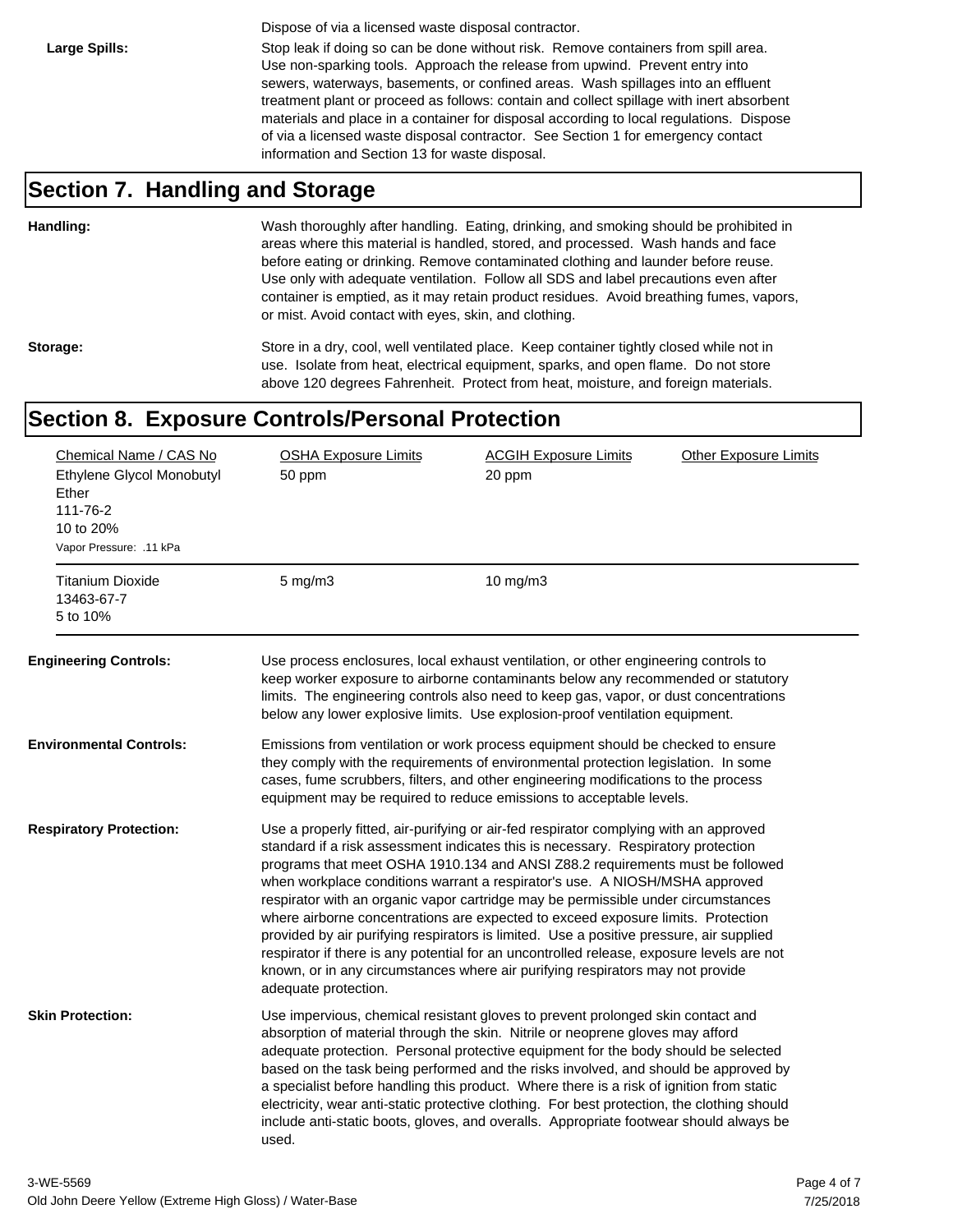Dispose of via a licensed waste disposal contractor.

**Large Spills:** Stop leak if doing so can be done without risk. Remove containers from spill area. Use non-sparking tools. Approach the release from upwind. Prevent entry into sewers, waterways, basements, or confined areas. Wash spillages into an effluent treatment plant or proceed as follows: contain and collect spillage with inert absorbent materials and place in a container for disposal according to local regulations. Dispose of via a licensed waste disposal contractor. See Section 1 for emergency contact information and Section 13 for waste disposal.

## Section 7. Handling and Storage

**Handling:** Wash thoroughly after handling. Eating, drinking, and smoking should be prohibited in areas where this material is handled, stored, and processed. Wash hands and face before eating or drinking. Remove contaminated clothing and launder before reuse. Use only with adequate ventilation. Follow all SDS and label precautions even after container is emptied, as it may retain product residues. Avoid breathing fumes, vapors, or mist. Avoid contact with eyes, skin, and clothing.

**Storage:** Store in a dry, cool, well ventilated place. Keep container tightly closed while not in use. Isolate from heat, electrical equipment, sparks, and open flame. Do not store above 120 degrees Fahrenheit. Protect from heat, moisture, and foreign materials.

## Section 8. Exposure Controls/Personal Protection

| Chemical Name / CAS No | OSHA Exposure Limits | ACGIH Exposure Limits | Other Exposure Limits |
|---|---|---|---|
| Ethylene Glycol Monobutyl Ether<br>111-76-2<br>10 to 20%<br>Vapor Pressure: .11 kPa | 50 ppm | 20 ppm | |
| Titanium Dioxide<br>13463-67-7<br>5 to 10% | 5 mg/m3 | 10 mg/m3 | |

**Engineering Controls:** Use process enclosures, local exhaust ventilation, or other engineering controls to keep worker exposure to airborne contaminants below any recommended or statutory limits. The engineering controls also need to keep gas, vapor, or dust concentrations below any lower explosive limits. Use explosion-proof ventilation equipment.

**Environmental Controls:** Emissions from ventilation or work process equipment should be checked to ensure they comply with the requirements of environmental protection legislation. In some cases, fume scrubbers, filters, and other engineering modifications to the process equipment may be required to reduce emissions to acceptable levels.

**Respiratory Protection:** Use a properly fitted, air-purifying or air-fed respirator complying with an approved standard if a risk assessment indicates this is necessary. Respiratory protection programs that meet OSHA 1910.134 and ANSI Z88.2 requirements must be followed when workplace conditions warrant a respirator's use. A NIOSH/MSHA approved respirator with an organic vapor cartridge may be permissible under circumstances where airborne concentrations are expected to exceed exposure limits. Protection provided by air purifying respirators is limited. Use a positive pressure, air supplied respirator if there is any potential for an uncontrolled release, exposure levels are not known, or in any circumstances where air purifying respirators may not provide adequate protection.

**Skin Protection:** Use impervious, chemical resistant gloves to prevent prolonged skin contact and absorption of material through the skin. Nitrile or neoprene gloves may afford adequate protection. Personal protective equipment for the body should be selected based on the task being performed and the risks involved, and should be approved by a specialist before handling this product. Where there is a risk of ignition from static electricity, wear anti-static protective clothing. For best protection, the clothing should include anti-static boots, gloves, and overalls. Appropriate footwear should always be used.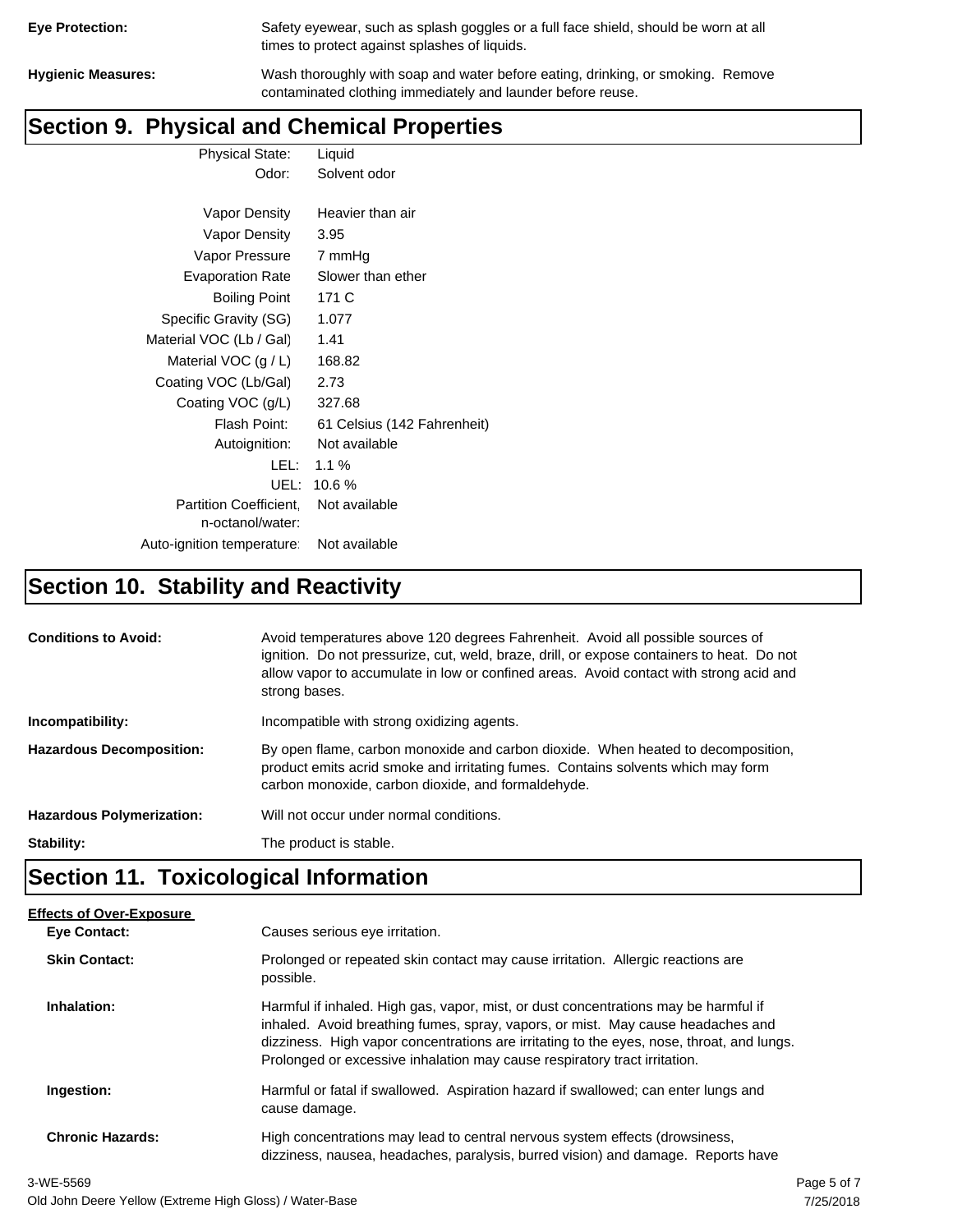**Eye Protection:** Safety eyewear, such as splash goggles or a full face shield, should be worn at all times to protect against splashes of liquids.

**Hygienic Measures:** Wash thoroughly with soap and water before eating, drinking, or smoking. Remove contaminated clothing immediately and launder before reuse.

## Section 9. Physical and Chemical Properties

| Property | Value |
|---|---|
| Physical State: | Liquid |
| Odor: | Solvent odor |
| Vapor Density | Heavier than air |
| Vapor Density | 3.95 |
| Vapor Pressure | 7 mmHg |
| Evaporation Rate | Slower than ether |
| Boiling Point | 171 C |
| Specific Gravity (SG) | 1.077 |
| Material VOC (Lb / Gal) | 1.41 |
| Material VOC (g / L) | 168.82 |
| Coating VOC (Lb/Gal) | 2.73 |
| Coating VOC (g/L) | 327.68 |
| Flash Point: | 61 Celsius (142 Fahrenheit) |
| Autoignition: | Not available |
| LEL: | 1.1 % |
| UEL: | 10.6 % |
| Partition Coefficient, n-octanol/water: | Not available |
| Auto-ignition temperature: | Not available |

## Section 10. Stability and Reactivity

**Conditions to Avoid:** Avoid temperatures above 120 degrees Fahrenheit. Avoid all possible sources of ignition. Do not pressurize, cut, weld, braze, drill, or expose containers to heat. Do not allow vapor to accumulate in low or confined areas. Avoid contact with strong acid and strong bases.

**Incompatibility:** Incompatible with strong oxidizing agents.

**Hazardous Decomposition:** By open flame, carbon monoxide and carbon dioxide. When heated to decomposition, product emits acrid smoke and irritating fumes. Contains solvents which may form carbon monoxide, carbon dioxide, and formaldehyde.

**Hazardous Polymerization:** Will not occur under normal conditions.

**Stability:** The product is stable.

## Section 11. Toxicological Information

**Effects of Over-Exposure**

**Eye Contact:** Causes serious eye irritation.

**Skin Contact:** Prolonged or repeated skin contact may cause irritation. Allergic reactions are possible.

**Inhalation:** Harmful if inhaled. High gas, vapor, mist, or dust concentrations may be harmful if inhaled. Avoid breathing fumes, spray, vapors, or mist. May cause headaches and dizziness. High vapor concentrations are irritating to the eyes, nose, throat, and lungs. Prolonged or excessive inhalation may cause respiratory tract irritation.

**Ingestion:** Harmful or fatal if swallowed. Aspiration hazard if swallowed; can enter lungs and cause damage.

**Chronic Hazards:** High concentrations may lead to central nervous system effects (drowsiness, dizziness, nausea, headaches, paralysis, burred vision) and damage. Reports have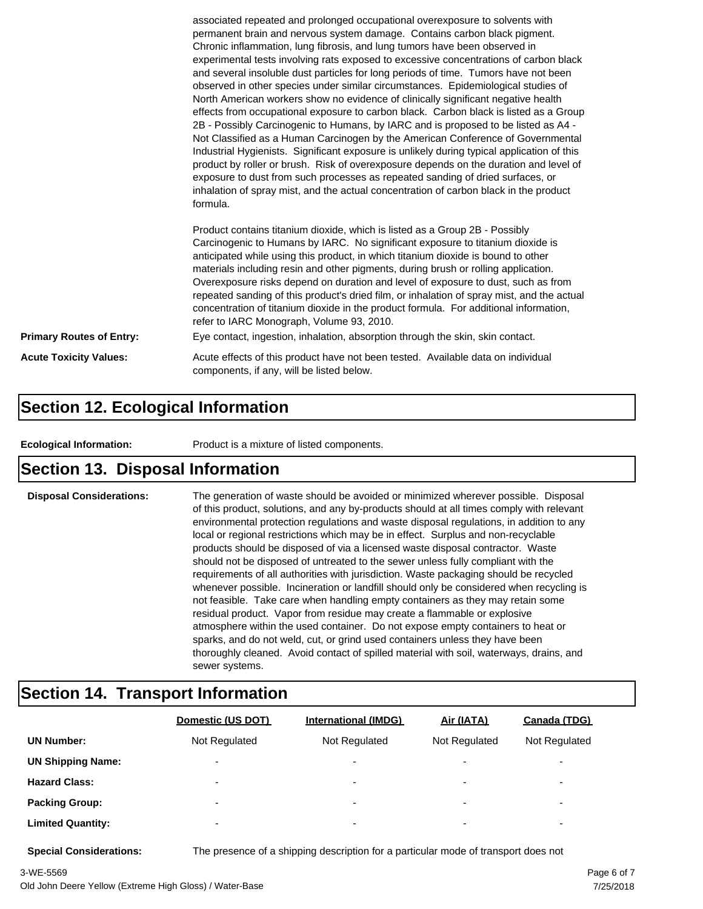associated repeated and prolonged occupational overexposure to solvents with permanent brain and nervous system damage. Contains carbon black pigment. Chronic inflammation, lung fibrosis, and lung tumors have been observed in experimental tests involving rats exposed to excessive concentrations of carbon black and several insoluble dust particles for long periods of time. Tumors have not been observed in other species under similar circumstances. Epidemiological studies of North American workers show no evidence of clinically significant negative health effects from occupational exposure to carbon black. Carbon black is listed as a Group 2B - Possibly Carcinogenic to Humans, by IARC and is proposed to be listed as A4 - Not Classified as a Human Carcinogen by the American Conference of Governmental Industrial Hygienists. Significant exposure is unlikely during typical application of this product by roller or brush. Risk of overexposure depends on the duration and level of exposure to dust from such processes as repeated sanding of dried surfaces, or inhalation of spray mist, and the actual concentration of carbon black in the product formula.

Product contains titanium dioxide, which is listed as a Group 2B - Possibly Carcinogenic to Humans by IARC. No significant exposure to titanium dioxide is anticipated while using this product, in which titanium dioxide is bound to other materials including resin and other pigments, during brush or rolling application. Overexposure risks depend on duration and level of exposure to dust, such as from repeated sanding of this product's dried film, or inhalation of spray mist, and the actual concentration of titanium dioxide in the product formula. For additional information, refer to IARC Monograph, Volume 93, 2010.

**Primary Routes of Entry:** Eye contact, ingestion, inhalation, absorption through the skin, skin contact.

**Acute Toxicity Values:** Acute effects of this product have not been tested. Available data on individual components, if any, will be listed below.

## Section 12. Ecological Information

**Ecological Information:** Product is a mixture of listed components.

## Section 13. Disposal Information

**Disposal Considerations:** The generation of waste should be avoided or minimized wherever possible. Disposal of this product, solutions, and any by-products should at all times comply with relevant environmental protection regulations and waste disposal regulations, in addition to any local or regional restrictions which may be in effect. Surplus and non-recyclable products should be disposed of via a licensed waste disposal contractor. Waste should not be disposed of untreated to the sewer unless fully compliant with the requirements of all authorities with jurisdiction. Waste packaging should be recycled whenever possible. Incineration or landfill should only be considered when recycling is not feasible. Take care when handling empty containers as they may retain some residual product. Vapor from residue may create a flammable or explosive atmosphere within the used container. Do not expose empty containers to heat or sparks, and do not weld, cut, or grind used containers unless they have been thoroughly cleaned. Avoid contact of spilled material with soil, waterways, drains, and sewer systems.

## Section 14. Transport Information

| | Domestic (US DOT) | International (IMDG) | Air (IATA) | Canada (TDG) |
|---|---|---|---|---|
| **UN Number:** | Not Regulated | Not Regulated | Not Regulated | Not Regulated |
| **UN Shipping Name:** | - | - | - | - |
| **Hazard Class:** | - | - | - | - |
| **Packing Group:** | - | - | - | - |
| **Limited Quantity:** | - | - | - | - |

**Special Considerations:** The presence of a shipping description for a particular mode of transport does not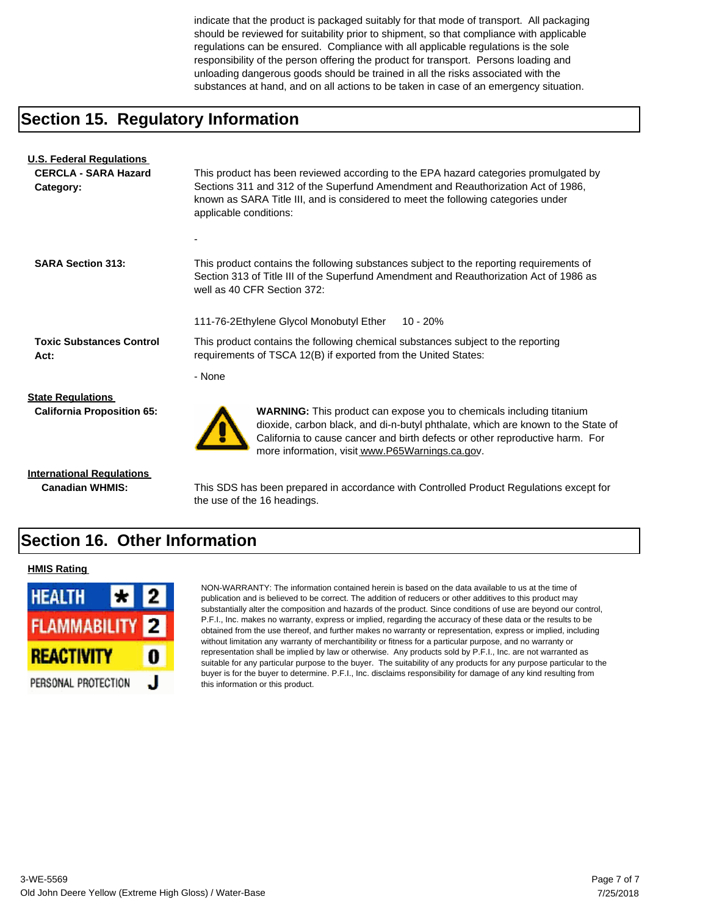indicate that the product is packaged suitably for that mode of transport. All packaging should be reviewed for suitability prior to shipment, so that compliance with applicable regulations can be ensured. Compliance with all applicable regulations is the sole responsibility of the person offering the product for transport. Persons loading and unloading dangerous goods should be trained in all the risks associated with the substances at hand, and on all actions to be taken in case of an emergency situation.

## Section 15. Regulatory Information

**U.S. Federal Regulations**

**CERCLA - SARA Hazard Category:**

This product has been reviewed according to the EPA hazard categories promulgated by Sections 311 and 312 of the Superfund Amendment and Reauthorization Act of 1986, known as SARA Title III, and is considered to meet the following categories under applicable conditions:

-

**SARA Section 313:**

This product contains the following substances subject to the reporting requirements of Section 313 of Title III of the Superfund Amendment and Reauthorization Act of 1986 as well as 40 CFR Section 372:

111-76-2Ethylene Glycol Monobutyl Ether 10 - 20%

**Toxic Substances Control Act:**

This product contains the following chemical substances subject to the reporting requirements of TSCA 12(B) if exported from the United States:

- None

**State Regulations**

**California Proposition 65:**

**WARNING:** This product can expose you to chemicals including titanium dioxide, carbon black, and di-n-butyl phthalate, which are known to the State of California to cause cancer and birth defects or other reproductive harm. For more information, visit www.P65Warnings.ca.gov.

**International Regulations**

**Canadian WHMIS:**

This SDS has been prepared in accordance with Controlled Product Regulations except for the use of the 16 headings.

## Section 16. Other Information

**HMIS Rating**

| | | |
|---|---|---|
| HEALTH | * | 2 |
| FLAMMABILITY | | 2 |
| REACTIVITY | | 0 |
| PERSONAL PROTECTION | | J |

NON-WARRANTY: The information contained herein is based on the data available to us at the time of publication and is believed to be correct. The addition of reducers or other additives to this product may substantially alter the composition and hazards of the product. Since conditions of use are beyond our control, P.F.I., Inc. makes no warranty, express or implied, regarding the accuracy of these data or the results to be obtained from the use thereof, and further makes no warranty or representation, express or implied, including without limitation any warranty of merchantibility or fitness for a particular purpose, and no warranty or representation shall be implied by law or otherwise. Any products sold by P.F.I., Inc. are not warranted as suitable for any particular purpose to the buyer. The suitability of any products for any purpose particular to the buyer is for the buyer to determine. P.F.I., Inc. disclaims responsibility for damage of any kind resulting from this information or this product.